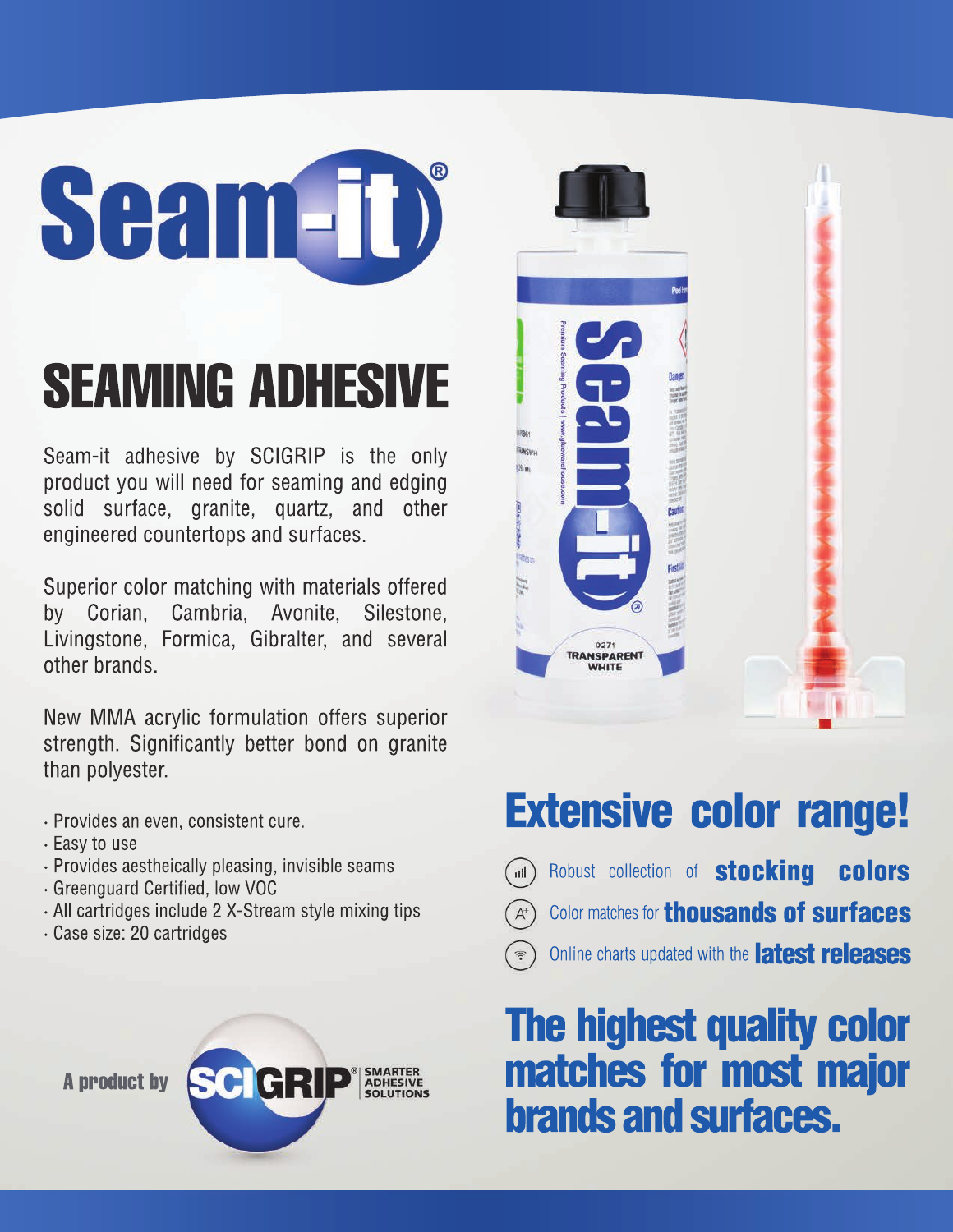# Seam-it®

## SEAMING ADHESIVE

Seam-it adhesive by SCIGRIP is the only product you will need for seaming and edging solid surface, granite, quartz, and other engineered countertops and surfaces.

Superior color matching with materials offered by Corian, Cambria, Avonite, Silestone, Livingstone, Formica, Gibralter, and several other brands.

New MMA acrylic formulation offers superior strength. Significantly better bond on granite than polyester.

- Provides an even, consistent cure.
- Easy to use
- Provides aestheically pleasing, invisible seams
- Greenguard Certified, low VOC
- All cartridges include 2 X-Stream style mixing tips
- Case size: 20 cartridges

## Extensive color range!

- Robust collection of **stocking colors**
- Color matches for **thousands of surfaces**
- Online charts updated with the **latest releases**

## The highest quality color matches for most major brands and surfaces.

A product by SCIGRIP® SMARTER ADHESIVE SOLUTIONS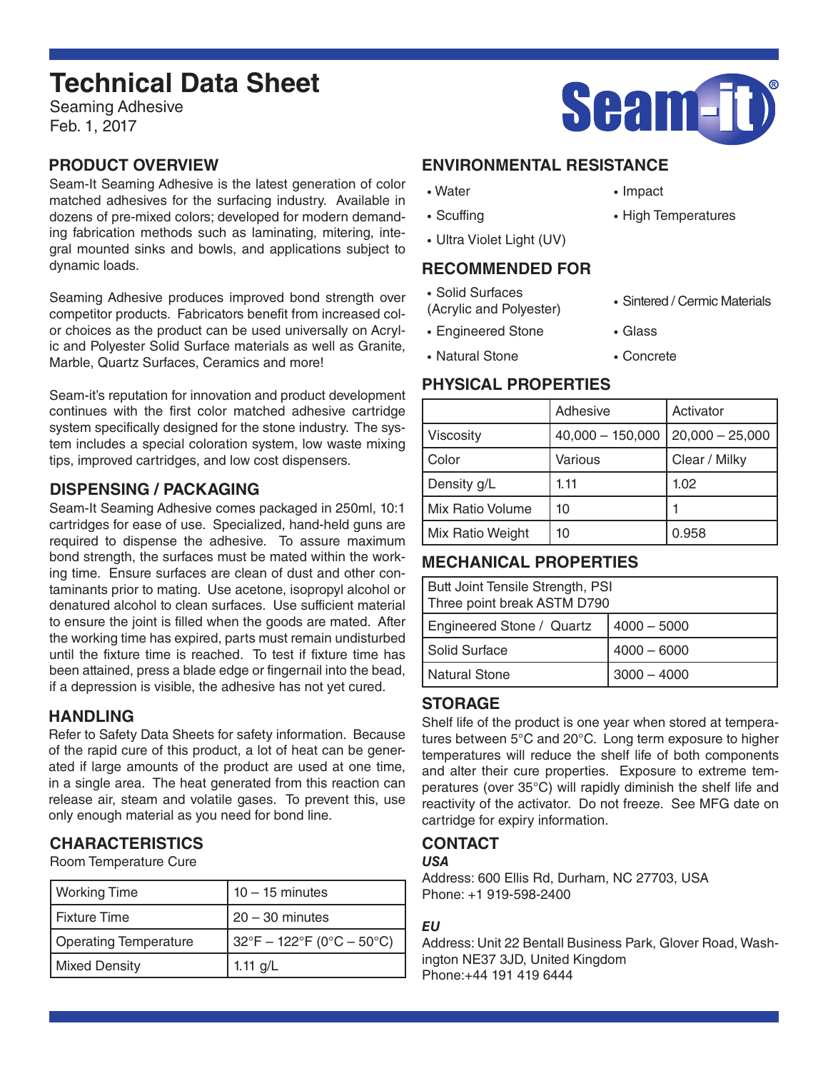# Technical Data Sheet

Seaming Adhesive
Feb. 1, 2017

## PRODUCT OVERVIEW

Seam-It Seaming Adhesive is the latest generation of color matched adhesives for the surfacing industry. Available in dozens of pre-mixed colors; developed for modern demanding fabrication methods such as laminating, mitering, integral mounted sinks and bowls, and applications subject to dynamic loads.

Seaming Adhesive produces improved bond strength over competitor products. Fabricators benefit from increased color choices as the product can be used universally on Acrylic and Polyester Solid Surface materials as well as Granite, Marble, Quartz Surfaces, Ceramics and more!

Seam-it's reputation for innovation and product development continues with the first color matched adhesive cartridge system specifically designed for the stone industry. The system includes a special coloration system, low waste mixing tips, improved cartridges, and low cost dispensers.

## DISPENSING / PACKAGING

Seam-It Seaming Adhesive comes packaged in 250ml, 10:1 cartridges for ease of use. Specialized, hand-held guns are required to dispense the adhesive. To assure maximum bond strength, the surfaces must be mated within the working time. Ensure surfaces are clean of dust and other contaminants prior to mating. Use acetone, isopropyl alcohol or denatured alcohol to clean surfaces. Use sufficient material to ensure the joint is filled when the goods are mated. After the working time has expired, parts must remain undisturbed until the fixture time is reached. To test if fixture time has been attained, press a blade edge or fingernail into the bead, if a depression is visible, the adhesive has not yet cured.

## HANDLING

Refer to Safety Data Sheets for safety information. Because of the rapid cure of this product, a lot of heat can be generated if large amounts of the product are used at one time, in a single area. The heat generated from this reaction can release air, steam and volatile gases. To prevent this, use only enough material as you need for bond line.

## CHARACTERISTICS

Room Temperature Cure

| | |
|---|---|
| Working Time | 10 – 15 minutes |
| Fixture Time | 20 – 30 minutes |
| Operating Temperature | 32°F – 122°F (0°C – 50°C) |
| Mixed Density | 1.11 g/L |

## ENVIRONMENTAL RESISTANCE

- Water
- Scuffing
- Ultra Violet Light (UV)
- Impact
- High Temperatures

## RECOMMENDED FOR

- Solid Surfaces (Acrylic and Polyester)
- Engineered Stone
- Natural Stone
- Sintered / Cermic Materials
- Glass
- Concrete

## PHYSICAL PROPERTIES

| | Adhesive | Activator |
|---|---|---|
| Viscosity | 40,000 – 150,000 | 20,000 – 25,000 |
| Color | Various | Clear / Milky |
| Density g/L | 1.11 | 1.02 |
| Mix Ratio Volume | 10 | 1 |
| Mix Ratio Weight | 10 | 0.958 |

## MECHANICAL PROPERTIES

| Butt Joint Tensile Strength, PSI<br>Three point break ASTM D790 | |
|---|---|
| Engineered Stone / Quartz | 4000 – 5000 |
| Solid Surface | 4000 – 6000 |
| Natural Stone | 3000 – 4000 |

## STORAGE

Shelf life of the product is one year when stored at temperatures between 5°C and 20°C. Long term exposure to higher temperatures will reduce the shelf life of both components and alter their cure properties. Exposure to extreme temperatures (over 35°C) will rapidly diminish the shelf life and reactivity of the activator. Do not freeze. See MFG date on cartridge for expiry information.

## CONTACT

***USA***

Address: 600 Ellis Rd, Durham, NC 27703, USA
Phone: +1 919-598-2400

***EU***

Address: Unit 22 Bentall Business Park, Glover Road, Washington NE37 3JD, United Kingdom
Phone:+44 191 419 6444